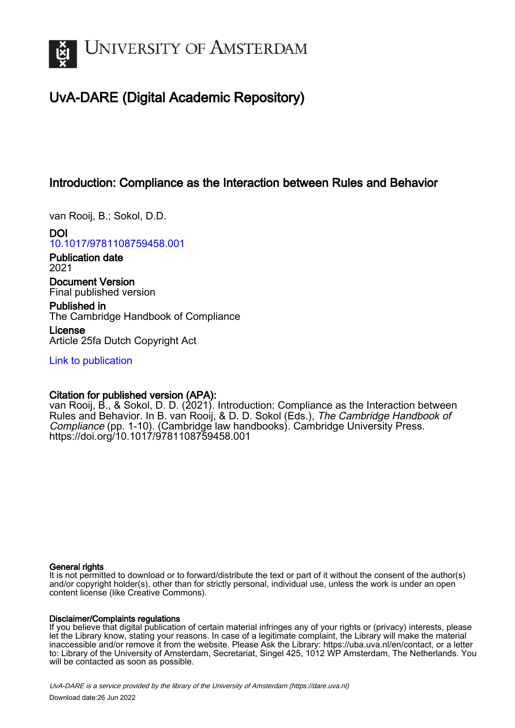# UvA-DARE (Digital Academic Repository)

## Introduction: Compliance as the Interaction between Rules and Behavior

van Rooij, B.; Sokol, D.D.

**DOI**
10.1017/9781108759458.001

**Publication date**
2021

**Document Version**
Final published version

**Published in**
The Cambridge Handbook of Compliance

**License**
Article 25fa Dutch Copyright Act

Link to publication

**Citation for published version (APA):**
van Rooij, B., & Sokol, D. D. (2021). Introduction: Compliance as the Interaction between Rules and Behavior. In B. van Rooij, & D. D. Sokol (Eds.), *The Cambridge Handbook of Compliance* (pp. 1-10). (Cambridge law handbooks). Cambridge University Press. https://doi.org/10.1017/9781108759458.001

**General rights**
It is not permitted to download or to forward/distribute the text or part of it without the consent of the author(s) and/or copyright holder(s), other than for strictly personal, individual use, unless the work is under an open content license (like Creative Commons).

**Disclaimer/Complaints regulations**
If you believe that digital publication of certain material infringes any of your rights or (privacy) interests, please let the Library know, stating your reasons. In case of a legitimate complaint, the Library will make the material inaccessible and/or remove it from the website. Please Ask the Library: https://uba.uva.nl/en/contact, or a letter to: Library of the University of Amsterdam, Secretariat, Singel 425, 1012 WP Amsterdam, The Netherlands. You will be contacted as soon as possible.

*UvA-DARE is a service provided by the library of the University of Amsterdam (https://dare.uva.nl)*
Download date:26 Jun 2022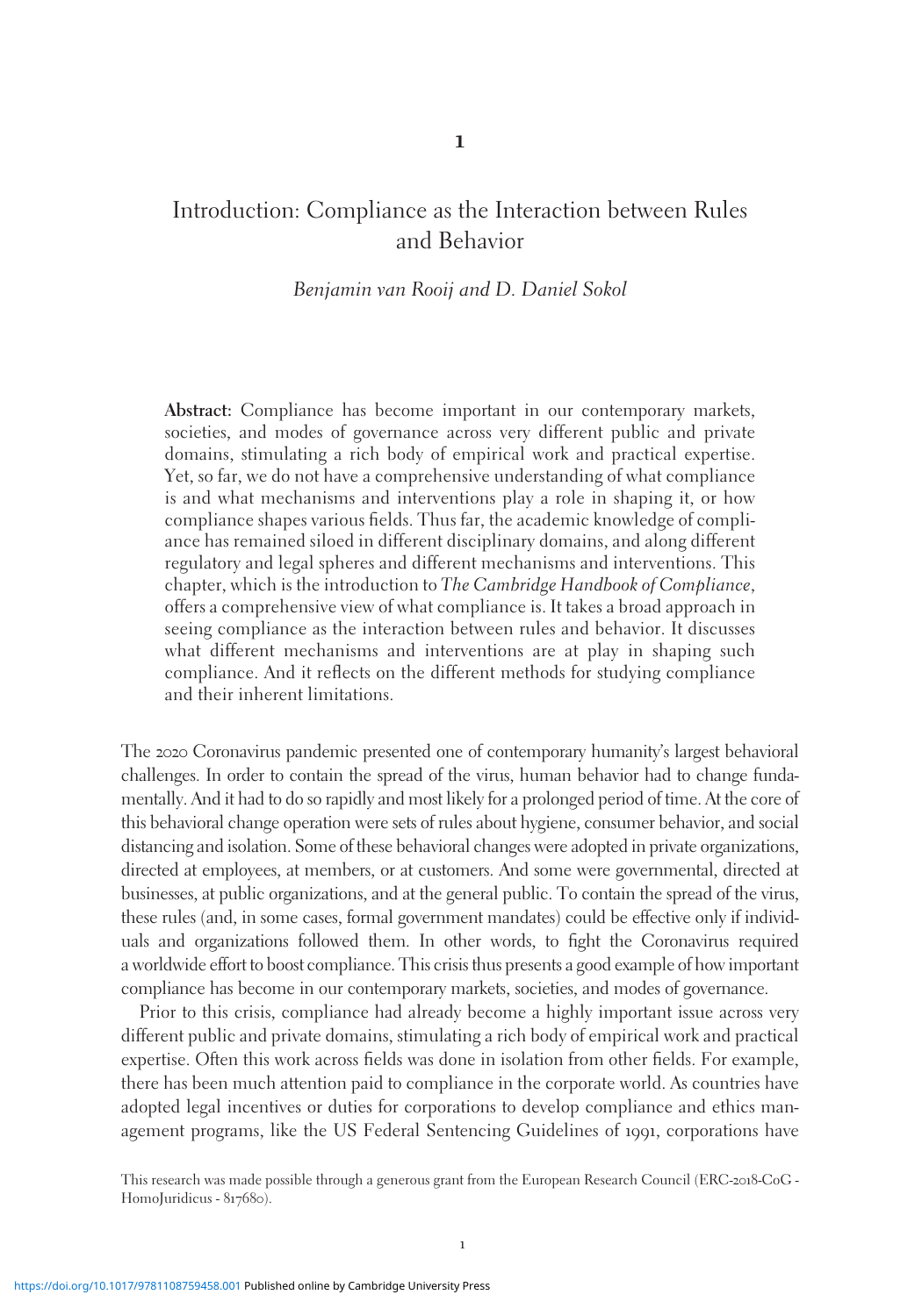# 1

# Introduction: Compliance as the Interaction between Rules and Behavior

*Benjamin van Rooij and D. Daniel Sokol*

**Abstract:** Compliance has become important in our contemporary markets, societies, and modes of governance across very different public and private domains, stimulating a rich body of empirical work and practical expertise. Yet, so far, we do not have a comprehensive understanding of what compliance is and what mechanisms and interventions play a role in shaping it, or how compliance shapes various fields. Thus far, the academic knowledge of compliance has remained siloed in different disciplinary domains, and along different regulatory and legal spheres and different mechanisms and interventions. This chapter, which is the introduction to *The Cambridge Handbook of Compliance*, offers a comprehensive view of what compliance is. It takes a broad approach in seeing compliance as the interaction between rules and behavior. It discusses what different mechanisms and interventions are at play in shaping such compliance. And it reflects on the different methods for studying compliance and their inherent limitations.

The 2020 Coronavirus pandemic presented one of contemporary humanity's largest behavioral challenges. In order to contain the spread of the virus, human behavior had to change fundamentally. And it had to do so rapidly and most likely for a prolonged period of time. At the core of this behavioral change operation were sets of rules about hygiene, consumer behavior, and social distancing and isolation. Some of these behavioral changes were adopted in private organizations, directed at employees, at members, or at customers. And some were governmental, directed at businesses, at public organizations, and at the general public. To contain the spread of the virus, these rules (and, in some cases, formal government mandates) could be effective only if individuals and organizations followed them. In other words, to fight the Coronavirus required a worldwide effort to boost compliance. This crisis thus presents a good example of how important compliance has become in our contemporary markets, societies, and modes of governance.

Prior to this crisis, compliance had already become a highly important issue across very different public and private domains, stimulating a rich body of empirical work and practical expertise. Often this work across fields was done in isolation from other fields. For example, there has been much attention paid to compliance in the corporate world. As countries have adopted legal incentives or duties for corporations to develop compliance and ethics management programs, like the US Federal Sentencing Guidelines of 1991, corporations have

This research was made possible through a generous grant from the European Research Council (ERC-2018-CoG - HomoJuridicus - 817680).

https://doi.org/10.1017/9781108759458.001 Published online by Cambridge University Press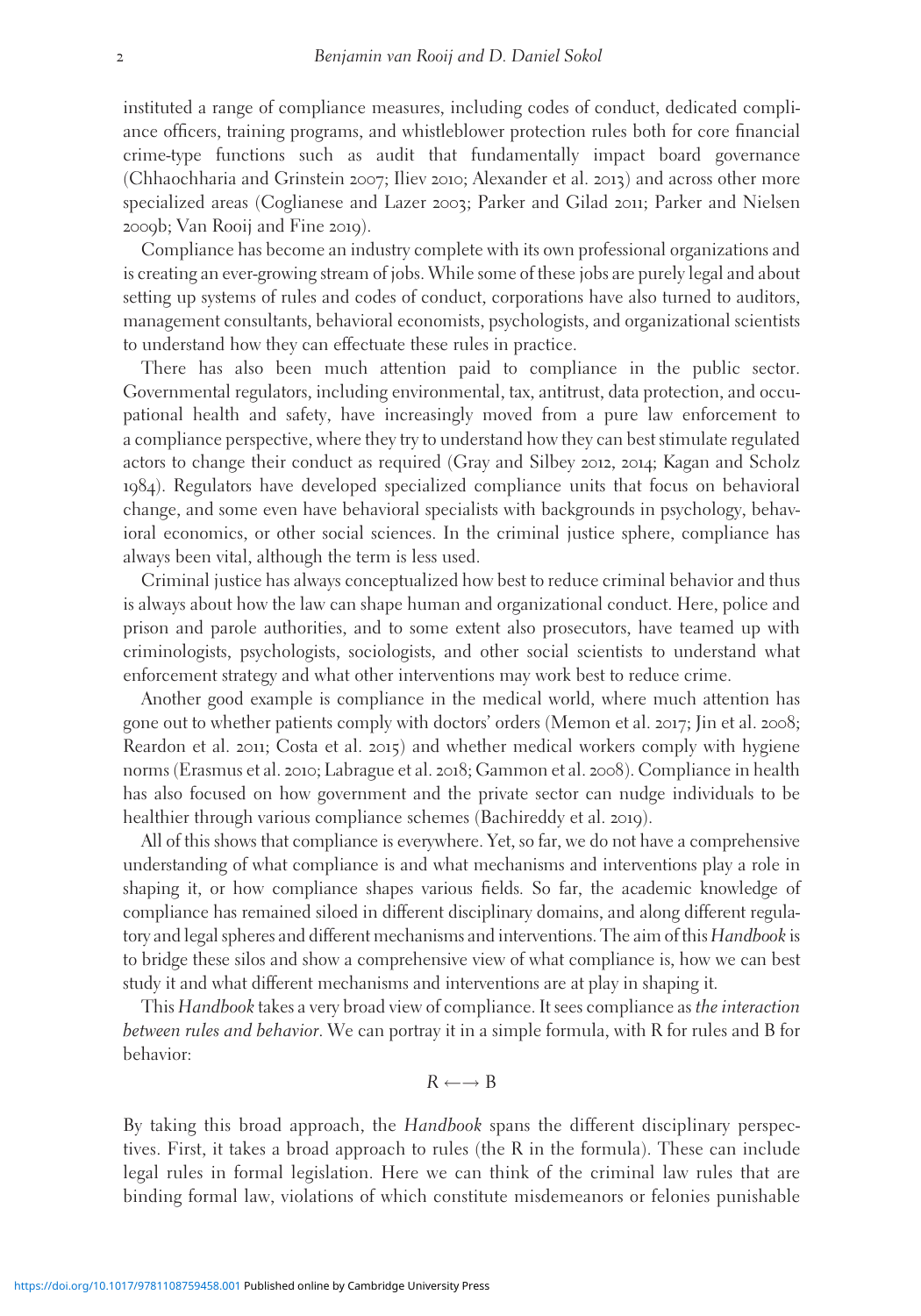instituted a range of compliance measures, including codes of conduct, dedicated compliance officers, training programs, and whistleblower protection rules both for core financial crime-type functions such as audit that fundamentally impact board governance (Chhaochharia and Grinstein 2007; Iliev 2010; Alexander et al. 2013) and across other more specialized areas (Coglianese and Lazer 2003; Parker and Gilad 2011; Parker and Nielsen 2009b; Van Rooij and Fine 2019).

Compliance has become an industry complete with its own professional organizations and is creating an ever-growing stream of jobs. While some of these jobs are purely legal and about setting up systems of rules and codes of conduct, corporations have also turned to auditors, management consultants, behavioral economists, psychologists, and organizational scientists to understand how they can effectuate these rules in practice.

There has also been much attention paid to compliance in the public sector. Governmental regulators, including environmental, tax, antitrust, data protection, and occupational health and safety, have increasingly moved from a pure law enforcement to a compliance perspective, where they try to understand how they can best stimulate regulated actors to change their conduct as required (Gray and Silbey 2012, 2014; Kagan and Scholz 1984). Regulators have developed specialized compliance units that focus on behavioral change, and some even have behavioral specialists with backgrounds in psychology, behavioral economics, or other social sciences. In the criminal justice sphere, compliance has always been vital, although the term is less used.

Criminal justice has always conceptualized how best to reduce criminal behavior and thus is always about how the law can shape human and organizational conduct. Here, police and prison and parole authorities, and to some extent also prosecutors, have teamed up with criminologists, psychologists, sociologists, and other social scientists to understand what enforcement strategy and what other interventions may work best to reduce crime.

Another good example is compliance in the medical world, where much attention has gone out to whether patients comply with doctors' orders (Memon et al. 2017; Jin et al. 2008; Reardon et al. 2011; Costa et al. 2015) and whether medical workers comply with hygiene norms (Erasmus et al. 2010; Labrague et al. 2018; Gammon et al. 2008). Compliance in health has also focused on how government and the private sector can nudge individuals to be healthier through various compliance schemes (Bachireddy et al. 2019).

All of this shows that compliance is everywhere. Yet, so far, we do not have a comprehensive understanding of what compliance is and what mechanisms and interventions play a role in shaping it, or how compliance shapes various fields. So far, the academic knowledge of compliance has remained siloed in different disciplinary domains, and along different regulatory and legal spheres and different mechanisms and interventions. The aim of this *Handbook* is to bridge these silos and show a comprehensive view of what compliance is, how we can best study it and what different mechanisms and interventions are at play in shaping it.

This *Handbook* takes a very broad view of compliance. It sees compliance as *the interaction between rules and behavior*. We can portray it in a simple formula, with R for rules and B for behavior:

$$R \longleftrightarrow B$$

By taking this broad approach, the *Handbook* spans the different disciplinary perspectives. First, it takes a broad approach to rules (the R in the formula). These can include legal rules in formal legislation. Here we can think of the criminal law rules that are binding formal law, violations of which constitute misdemeanors or felonies punishable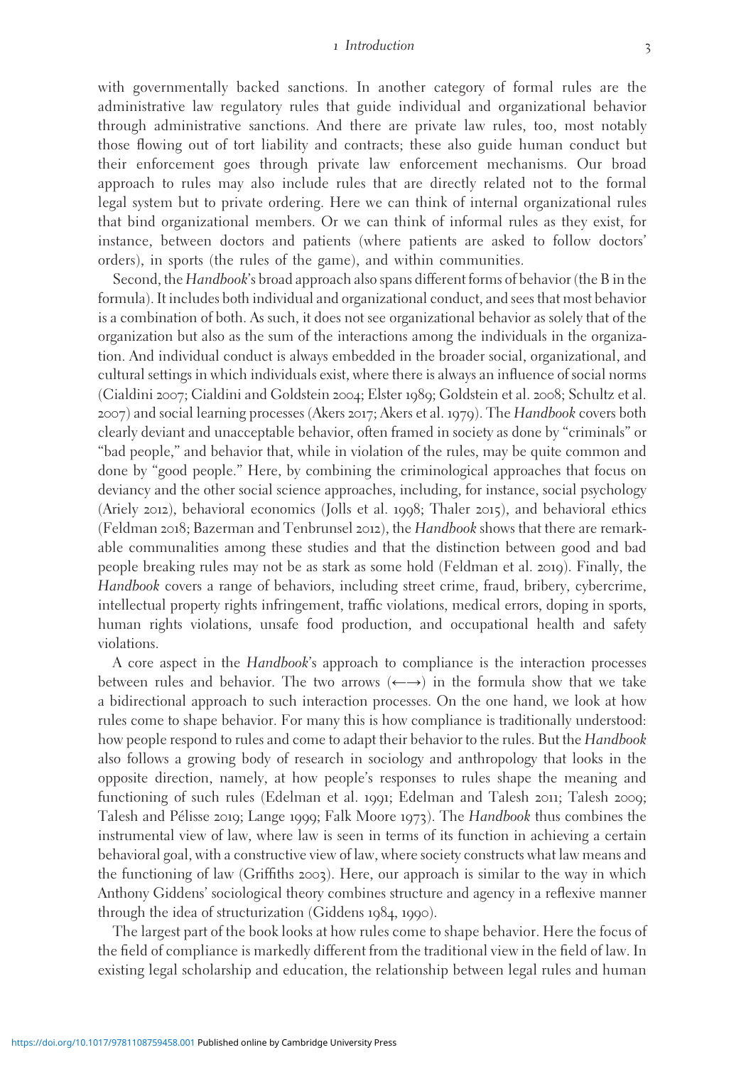with governmentally backed sanctions. In another category of formal rules are the administrative law regulatory rules that guide individual and organizational behavior through administrative sanctions. And there are private law rules, too, most notably those flowing out of tort liability and contracts; these also guide human conduct but their enforcement goes through private law enforcement mechanisms. Our broad approach to rules may also include rules that are directly related not to the formal legal system but to private ordering. Here we can think of internal organizational rules that bind organizational members. Or we can think of informal rules as they exist, for instance, between doctors and patients (where patients are asked to follow doctors' orders), in sports (the rules of the game), and within communities.

Second, the *Handbook*'s broad approach also spans different forms of behavior (the B in the formula). It includes both individual and organizational conduct, and sees that most behavior is a combination of both. As such, it does not see organizational behavior as solely that of the organization but also as the sum of the interactions among the individuals in the organization. And individual conduct is always embedded in the broader social, organizational, and cultural settings in which individuals exist, where there is always an influence of social norms (Cialdini 2007; Cialdini and Goldstein 2004; Elster 1989; Goldstein et al. 2008; Schultz et al. 2007) and social learning processes (Akers 2017; Akers et al. 1979). The *Handbook* covers both clearly deviant and unacceptable behavior, often framed in society as done by "criminals" or "bad people," and behavior that, while in violation of the rules, may be quite common and done by "good people." Here, by combining the criminological approaches that focus on deviancy and the other social science approaches, including, for instance, social psychology (Ariely 2012), behavioral economics (Jolls et al. 1998; Thaler 2015), and behavioral ethics (Feldman 2018; Bazerman and Tenbrunsel 2012), the *Handbook* shows that there are remarkable communalities among these studies and that the distinction between good and bad people breaking rules may not be as stark as some hold (Feldman et al. 2019). Finally, the *Handbook* covers a range of behaviors, including street crime, fraud, bribery, cybercrime, intellectual property rights infringement, traffic violations, medical errors, doping in sports, human rights violations, unsafe food production, and occupational health and safety violations.

A core aspect in the *Handbook*'s approach to compliance is the interaction processes between rules and behavior. The two arrows (←→) in the formula show that we take a bidirectional approach to such interaction processes. On the one hand, we look at how rules come to shape behavior. For many this is how compliance is traditionally understood: how people respond to rules and come to adapt their behavior to the rules. But the *Handbook* also follows a growing body of research in sociology and anthropology that looks in the opposite direction, namely, at how people's responses to rules shape the meaning and functioning of such rules (Edelman et al. 1991; Edelman and Talesh 2011; Talesh 2009; Talesh and Pélisse 2019; Lange 1999; Falk Moore 1973). The *Handbook* thus combines the instrumental view of law, where law is seen in terms of its function in achieving a certain behavioral goal, with a constructive view of law, where society constructs what law means and the functioning of law (Griffiths 2003). Here, our approach is similar to the way in which Anthony Giddens' sociological theory combines structure and agency in a reflexive manner through the idea of structurization (Giddens 1984, 1990).

The largest part of the book looks at how rules come to shape behavior. Here the focus of the field of compliance is markedly different from the traditional view in the field of law. In existing legal scholarship and education, the relationship between legal rules and human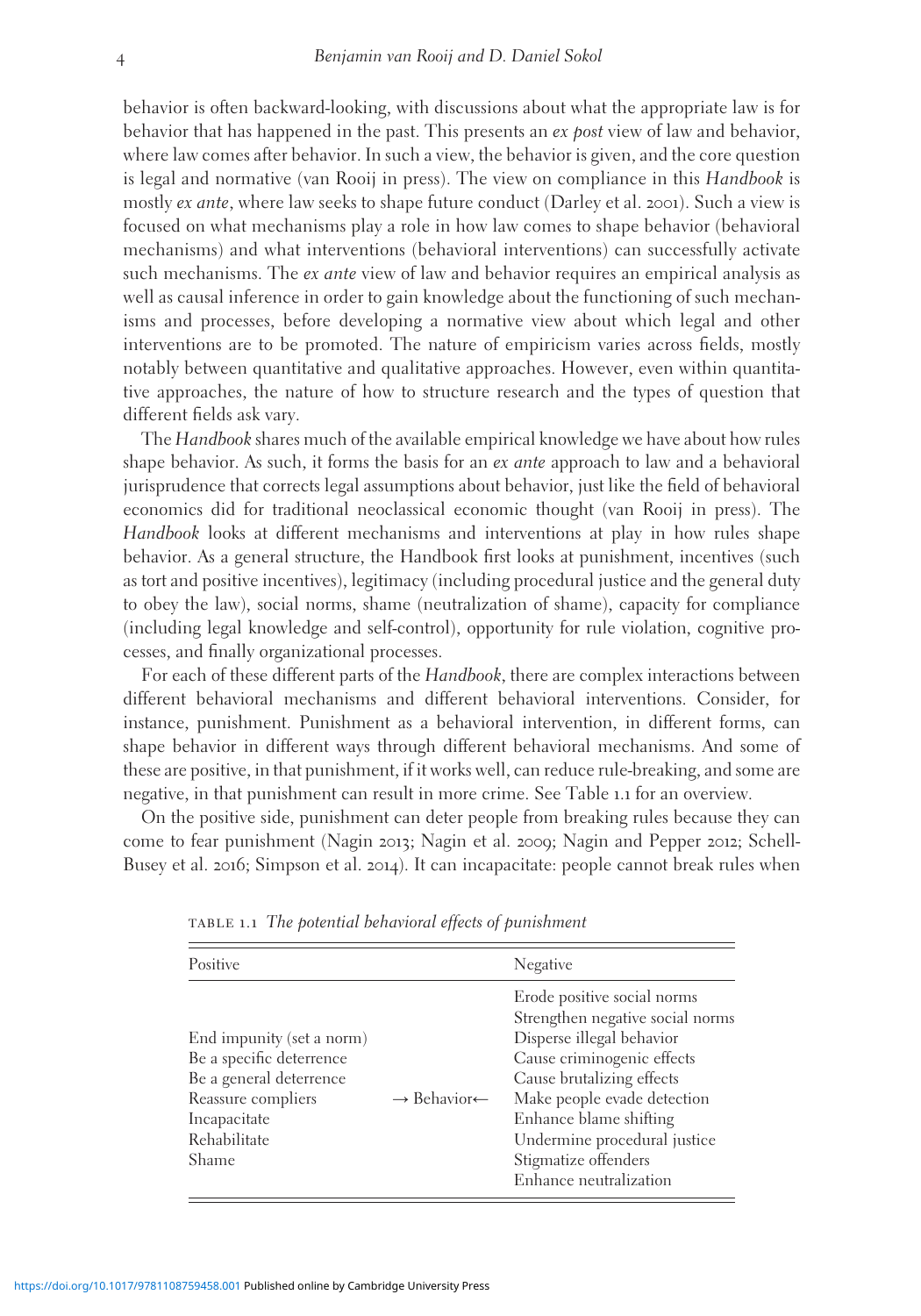behavior is often backward-looking, with discussions about what the appropriate law is for behavior that has happened in the past. This presents an *ex post* view of law and behavior, where law comes after behavior. In such a view, the behavior is given, and the core question is legal and normative (van Rooij in press). The view on compliance in this *Handbook* is mostly *ex ante*, where law seeks to shape future conduct (Darley et al. 2001). Such a view is focused on what mechanisms play a role in how law comes to shape behavior (behavioral mechanisms) and what interventions (behavioral interventions) can successfully activate such mechanisms. The *ex ante* view of law and behavior requires an empirical analysis as well as causal inference in order to gain knowledge about the functioning of such mechanisms and processes, before developing a normative view about which legal and other interventions are to be promoted. The nature of empiricism varies across fields, mostly notably between quantitative and qualitative approaches. However, even within quantitative approaches, the nature of how to structure research and the types of question that different fields ask vary.

The *Handbook* shares much of the available empirical knowledge we have about how rules shape behavior. As such, it forms the basis for an *ex ante* approach to law and a behavioral jurisprudence that corrects legal assumptions about behavior, just like the field of behavioral economics did for traditional neoclassical economic thought (van Rooij in press). The *Handbook* looks at different mechanisms and interventions at play in how rules shape behavior. As a general structure, the Handbook first looks at punishment, incentives (such as tort and positive incentives), legitimacy (including procedural justice and the general duty to obey the law), social norms, shame (neutralization of shame), capacity for compliance (including legal knowledge and self-control), opportunity for rule violation, cognitive processes, and finally organizational processes.

For each of these different parts of the *Handbook*, there are complex interactions between different behavioral mechanisms and different behavioral interventions. Consider, for instance, punishment. Punishment as a behavioral intervention, in different forms, can shape behavior in different ways through different behavioral mechanisms. And some of these are positive, in that punishment, if it works well, can reduce rule-breaking, and some are negative, in that punishment can result in more crime. See Table 1.1 for an overview.

On the positive side, punishment can deter people from breaking rules because they can come to fear punishment (Nagin 2013; Nagin et al. 2009; Nagin and Pepper 2012; Schell-Busey et al. 2016; Simpson et al. 2014). It can incapacitate: people cannot break rules when

TABLE 1.1 *The potential behavioral effects of punishment*

| Positive | | Negative |
|---|---|---|
| End impunity (set a norm)<br>Be a specific deterrence<br>Be a general deterrence<br>Reassure compliers<br>Incapacitate<br>Rehabilitate<br>Shame | → Behavior← | Erode positive social norms<br>Strengthen negative social norms<br>Disperse illegal behavior<br>Cause criminogenic effects<br>Cause brutalizing effects<br>Make people evade detection<br>Enhance blame shifting<br>Undermine procedural justice<br>Stigmatize offenders<br>Enhance neutralization |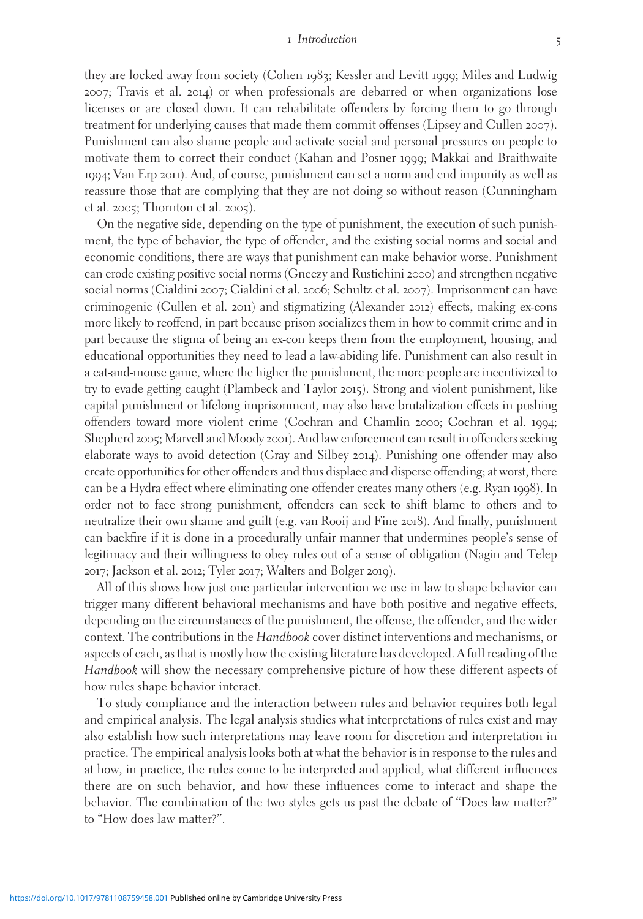they are locked away from society (Cohen 1983; Kessler and Levitt 1999; Miles and Ludwig 2007; Travis et al. 2014) or when professionals are debarred or when organizations lose licenses or are closed down. It can rehabilitate offenders by forcing them to go through treatment for underlying causes that made them commit offenses (Lipsey and Cullen 2007). Punishment can also shame people and activate social and personal pressures on people to motivate them to correct their conduct (Kahan and Posner 1999; Makkai and Braithwaite 1994; Van Erp 2011). And, of course, punishment can set a norm and end impunity as well as reassure those that are complying that they are not doing so without reason (Gunningham et al. 2005; Thornton et al. 2005).

On the negative side, depending on the type of punishment, the execution of such punishment, the type of behavior, the type of offender, and the existing social norms and social and economic conditions, there are ways that punishment can make behavior worse. Punishment can erode existing positive social norms (Gneezy and Rustichini 2000) and strengthen negative social norms (Cialdini 2007; Cialdini et al. 2006; Schultz et al. 2007). Imprisonment can have criminogenic (Cullen et al. 2011) and stigmatizing (Alexander 2012) effects, making ex-cons more likely to reoffend, in part because prison socializes them in how to commit crime and in part because the stigma of being an ex-con keeps them from the employment, housing, and educational opportunities they need to lead a law-abiding life. Punishment can also result in a cat-and-mouse game, where the higher the punishment, the more people are incentivized to try to evade getting caught (Plambeck and Taylor 2015). Strong and violent punishment, like capital punishment or lifelong imprisonment, may also have brutalization effects in pushing offenders toward more violent crime (Cochran and Chamlin 2000; Cochran et al. 1994; Shepherd 2005; Marvell and Moody 2001). And law enforcement can result in offenders seeking elaborate ways to avoid detection (Gray and Silbey 2014). Punishing one offender may also create opportunities for other offenders and thus displace and disperse offending; at worst, there can be a Hydra effect where eliminating one offender creates many others (e.g. Ryan 1998). In order not to face strong punishment, offenders can seek to shift blame to others and to neutralize their own shame and guilt (e.g. van Rooij and Fine 2018). And finally, punishment can backfire if it is done in a procedurally unfair manner that undermines people's sense of legitimacy and their willingness to obey rules out of a sense of obligation (Nagin and Telep 2017; Jackson et al. 2012; Tyler 2017; Walters and Bolger 2019).

All of this shows how just one particular intervention we use in law to shape behavior can trigger many different behavioral mechanisms and have both positive and negative effects, depending on the circumstances of the punishment, the offense, the offender, and the wider context. The contributions in the *Handbook* cover distinct interventions and mechanisms, or aspects of each, as that is mostly how the existing literature has developed. A full reading of the *Handbook* will show the necessary comprehensive picture of how these different aspects of how rules shape behavior interact.

To study compliance and the interaction between rules and behavior requires both legal and empirical analysis. The legal analysis studies what interpretations of rules exist and may also establish how such interpretations may leave room for discretion and interpretation in practice. The empirical analysis looks both at what the behavior is in response to the rules and at how, in practice, the rules come to be interpreted and applied, what different influences there are on such behavior, and how these influences come to interact and shape the behavior. The combination of the two styles gets us past the debate of "Does law matter?" to "How does law matter?".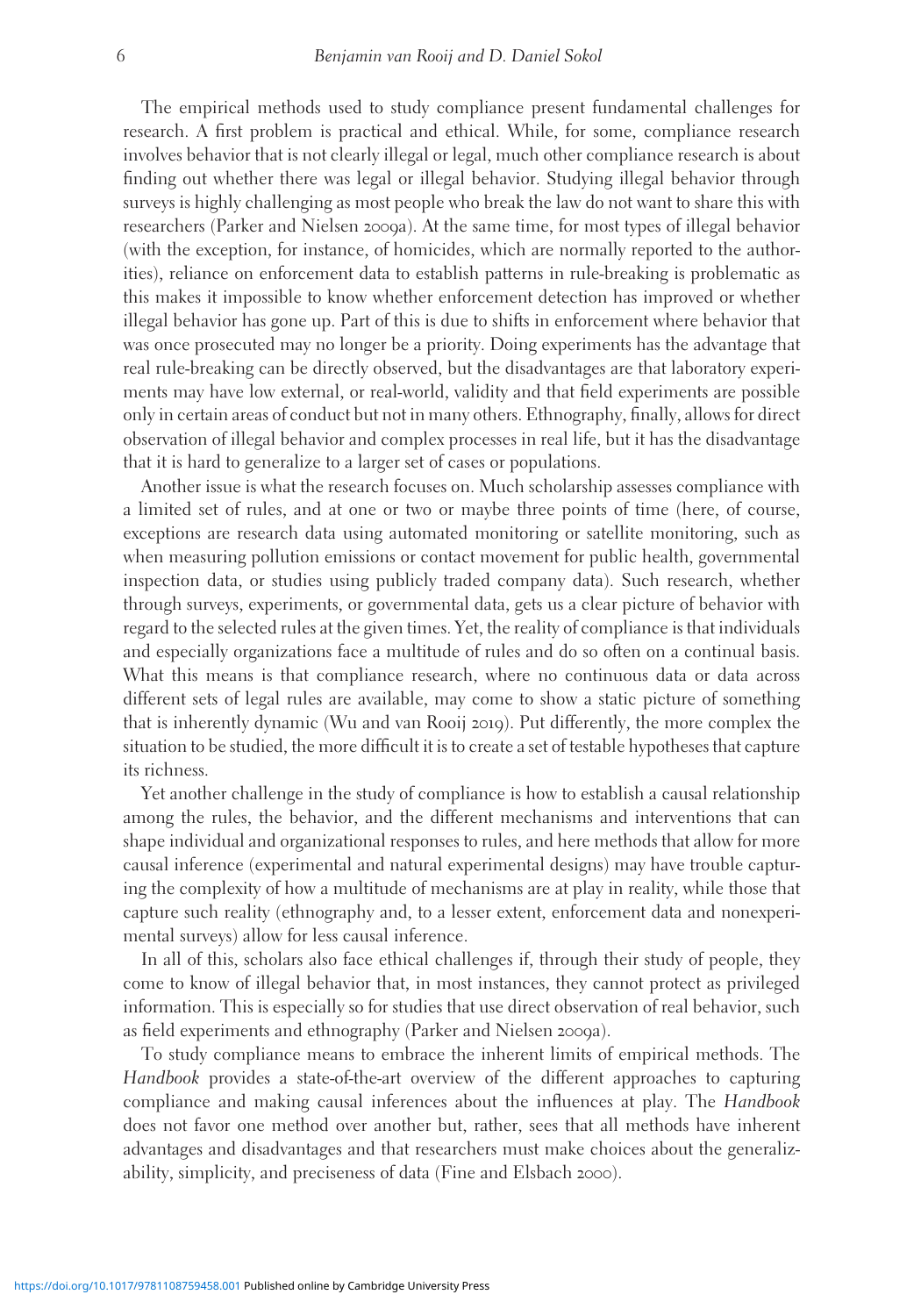The empirical methods used to study compliance present fundamental challenges for research. A first problem is practical and ethical. While, for some, compliance research involves behavior that is not clearly illegal or legal, much other compliance research is about finding out whether there was legal or illegal behavior. Studying illegal behavior through surveys is highly challenging as most people who break the law do not want to share this with researchers (Parker and Nielsen 2009a). At the same time, for most types of illegal behavior (with the exception, for instance, of homicides, which are normally reported to the authorities), reliance on enforcement data to establish patterns in rule-breaking is problematic as this makes it impossible to know whether enforcement detection has improved or whether illegal behavior has gone up. Part of this is due to shifts in enforcement where behavior that was once prosecuted may no longer be a priority. Doing experiments has the advantage that real rule-breaking can be directly observed, but the disadvantages are that laboratory experiments may have low external, or real-world, validity and that field experiments are possible only in certain areas of conduct but not in many others. Ethnography, finally, allows for direct observation of illegal behavior and complex processes in real life, but it has the disadvantage that it is hard to generalize to a larger set of cases or populations.

Another issue is what the research focuses on. Much scholarship assesses compliance with a limited set of rules, and at one or two or maybe three points of time (here, of course, exceptions are research data using automated monitoring or satellite monitoring, such as when measuring pollution emissions or contact movement for public health, governmental inspection data, or studies using publicly traded company data). Such research, whether through surveys, experiments, or governmental data, gets us a clear picture of behavior with regard to the selected rules at the given times. Yet, the reality of compliance is that individuals and especially organizations face a multitude of rules and do so often on a continual basis. What this means is that compliance research, where no continuous data or data across different sets of legal rules are available, may come to show a static picture of something that is inherently dynamic (Wu and van Rooij 2019). Put differently, the more complex the situation to be studied, the more difficult it is to create a set of testable hypotheses that capture its richness.

Yet another challenge in the study of compliance is how to establish a causal relationship among the rules, the behavior, and the different mechanisms and interventions that can shape individual and organizational responses to rules, and here methods that allow for more causal inference (experimental and natural experimental designs) may have trouble capturing the complexity of how a multitude of mechanisms are at play in reality, while those that capture such reality (ethnography and, to a lesser extent, enforcement data and nonexperimental surveys) allow for less causal inference.

In all of this, scholars also face ethical challenges if, through their study of people, they come to know of illegal behavior that, in most instances, they cannot protect as privileged information. This is especially so for studies that use direct observation of real behavior, such as field experiments and ethnography (Parker and Nielsen 2009a).

To study compliance means to embrace the inherent limits of empirical methods. The *Handbook* provides a state-of-the-art overview of the different approaches to capturing compliance and making causal inferences about the influences at play. The *Handbook* does not favor one method over another but, rather, sees that all methods have inherent advantages and disadvantages and that researchers must make choices about the generalizability, simplicity, and preciseness of data (Fine and Elsbach 2000).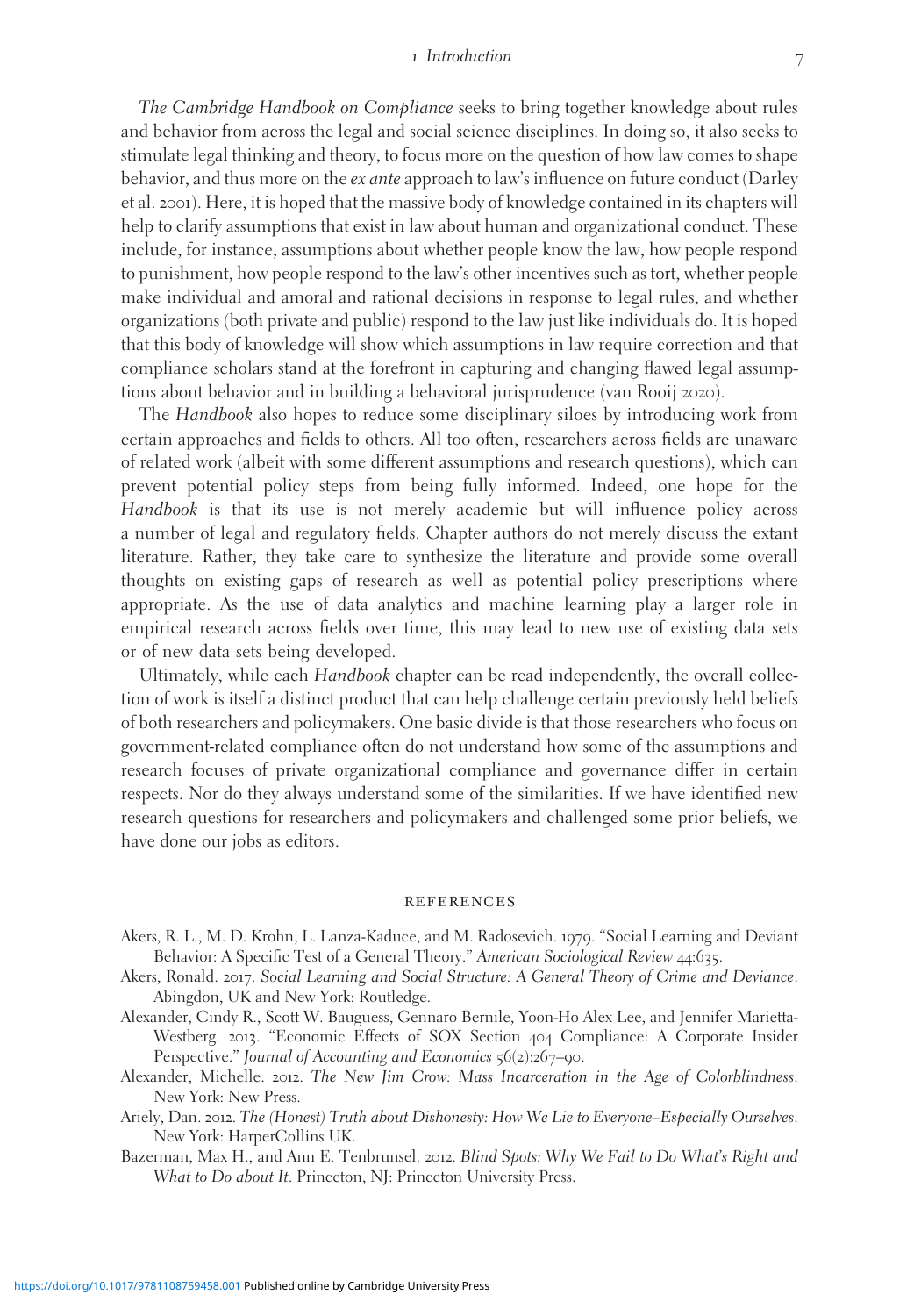*The Cambridge Handbook on Compliance* seeks to bring together knowledge about rules and behavior from across the legal and social science disciplines. In doing so, it also seeks to stimulate legal thinking and theory, to focus more on the question of how law comes to shape behavior, and thus more on the *ex ante* approach to law's influence on future conduct (Darley et al. 2001). Here, it is hoped that the massive body of knowledge contained in its chapters will help to clarify assumptions that exist in law about human and organizational conduct. These include, for instance, assumptions about whether people know the law, how people respond to punishment, how people respond to the law's other incentives such as tort, whether people make individual and amoral and rational decisions in response to legal rules, and whether organizations (both private and public) respond to the law just like individuals do. It is hoped that this body of knowledge will show which assumptions in law require correction and that compliance scholars stand at the forefront in capturing and changing flawed legal assumptions about behavior and in building a behavioral jurisprudence (van Rooij 2020).

The *Handbook* also hopes to reduce some disciplinary siloes by introducing work from certain approaches and fields to others. All too often, researchers across fields are unaware of related work (albeit with some different assumptions and research questions), which can prevent potential policy steps from being fully informed. Indeed, one hope for the *Handbook* is that its use is not merely academic but will influence policy across a number of legal and regulatory fields. Chapter authors do not merely discuss the extant literature. Rather, they take care to synthesize the literature and provide some overall thoughts on existing gaps of research as well as potential policy prescriptions where appropriate. As the use of data analytics and machine learning play a larger role in empirical research across fields over time, this may lead to new use of existing data sets or of new data sets being developed.

Ultimately, while each *Handbook* chapter can be read independently, the overall collection of work is itself a distinct product that can help challenge certain previously held beliefs of both researchers and policymakers. One basic divide is that those researchers who focus on government-related compliance often do not understand how some of the assumptions and research focuses of private organizational compliance and governance differ in certain respects. Nor do they always understand some of the similarities. If we have identified new research questions for researchers and policymakers and challenged some prior beliefs, we have done our jobs as editors.

## REFERENCES

Akers, R. L., M. D. Krohn, L. Lanza-Kaduce, and M. Radosevich. 1979. "Social Learning and Deviant Behavior: A Specific Test of a General Theory." *American Sociological Review* 44:635.

Akers, Ronald. 2017. *Social Learning and Social Structure: A General Theory of Crime and Deviance*. Abingdon, UK and New York: Routledge.

Alexander, Cindy R., Scott W. Bauguess, Gennaro Bernile, Yoon-Ho Alex Lee, and Jennifer Marietta-Westberg. 2013. "Economic Effects of SOX Section 404 Compliance: A Corporate Insider Perspective." *Journal of Accounting and Economics* 56(2):267–90.

Alexander, Michelle. 2012. *The New Jim Crow: Mass Incarceration in the Age of Colorblindness*. New York: New Press.

Ariely, Dan. 2012. *The (Honest) Truth about Dishonesty: How We Lie to Everyone–Especially Ourselves*. New York: HarperCollins UK.

Bazerman, Max H., and Ann E. Tenbrunsel. 2012. *Blind Spots: Why We Fail to Do What's Right and What to Do about It*. Princeton, NJ: Princeton University Press.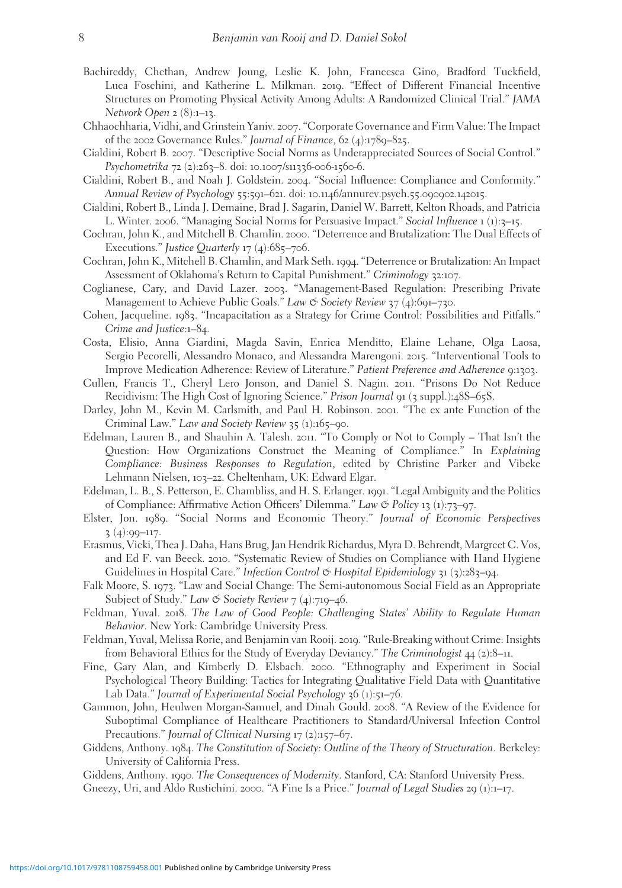Bachireddy, Chethan, Andrew Joung, Leslie K. John, Francesca Gino, Bradford Tuckfield, Luca Foschini, and Katherine L. Milkman. 2019. "Effect of Different Financial Incentive Structures on Promoting Physical Activity Among Adults: A Randomized Clinical Trial." *JAMA Network Open* 2 (8):1–13.

Chhaochharia, Vidhi, and Grinstein Yaniv. 2007. "Corporate Governance and Firm Value: The Impact of the 2002 Governance Rules." *Journal of Finance*, 62 (4):1789–825.

Cialdini, Robert B. 2007. "Descriptive Social Norms as Underappreciated Sources of Social Control." *Psychometrika* 72 (2):263–8. doi: 10.1007/s11336-006-1560-6.

Cialdini, Robert B., and Noah J. Goldstein. 2004. "Social Influence: Compliance and Conformity." *Annual Review of Psychology* 55:591–621. doi: 10.1146/annurev.psych.55.090902.142015.

Cialdini, Robert B., Linda J. Demaine, Brad J. Sagarin, Daniel W. Barrett, Kelton Rhoads, and Patricia L. Winter. 2006. "Managing Social Norms for Persuasive Impact." *Social Influence* 1 (1):3–15.

Cochran, John K., and Mitchell B. Chamlin. 2000. "Deterrence and Brutalization: The Dual Effects of Executions." *Justice Quarterly* 17 (4):685–706.

Cochran, John K., Mitchell B. Chamlin, and Mark Seth. 1994. "Deterrence or Brutalization: An Impact Assessment of Oklahoma's Return to Capital Punishment." *Criminology* 32:107.

Coglianese, Cary, and David Lazer. 2003. "Management-Based Regulation: Prescribing Private Management to Achieve Public Goals." *Law & Society Review* 37 (4):691–730.

Cohen, Jacqueline. 1983. "Incapacitation as a Strategy for Crime Control: Possibilities and Pitfalls." *Crime and Justice*:1–84.

Costa, Elisio, Anna Giardini, Magda Savin, Enrica Menditto, Elaine Lehane, Olga Laosa, Sergio Pecorelli, Alessandro Monaco, and Alessandra Marengoni. 2015. "Interventional Tools to Improve Medication Adherence: Review of Literature." *Patient Preference and Adherence* 9:1303.

Cullen, Francis T., Cheryl Lero Jonson, and Daniel S. Nagin. 2011. "Prisons Do Not Reduce Recidivism: The High Cost of Ignoring Science." *Prison Journal* 91 (3 suppl.):48S–65S.

Darley, John M., Kevin M. Carlsmith, and Paul H. Robinson. 2001. "The ex ante Function of the Criminal Law." *Law and Society Review* 35 (1):165–90.

Edelman, Lauren B., and Shauhin A. Talesh. 2011. "To Comply or Not to Comply – That Isn't the Question: How Organizations Construct the Meaning of Compliance." In *Explaining Compliance: Business Responses to Regulation*, edited by Christine Parker and Vibeke Lehmann Nielsen, 103–22. Cheltenham, UK: Edward Elgar.

Edelman, L. B., S. Petterson, E. Chambliss, and H. S. Erlanger. 1991. "Legal Ambiguity and the Politics of Compliance: Affirmative Action Officers' Dilemma." *Law & Policy* 13 (1):73–97.

Elster, Jon. 1989. "Social Norms and Economic Theory." *Journal of Economic Perspectives* 3 (4):99–117.

Erasmus, Vicki, Thea J. Daha, Hans Brug, Jan Hendrik Richardus, Myra D. Behrendt, Margreet C. Vos, and Ed F. van Beeck. 2010. "Systematic Review of Studies on Compliance with Hand Hygiene Guidelines in Hospital Care." *Infection Control & Hospital Epidemiology* 31 (3):283–94.

Falk Moore, S. 1973. "Law and Social Change: The Semi-autonomous Social Field as an Appropriate Subject of Study." *Law & Society Review* 7 (4):719–46.

Feldman, Yuval. 2018. *The Law of Good People: Challenging States' Ability to Regulate Human Behavior*. New York: Cambridge University Press.

Feldman, Yuval, Melissa Rorie, and Benjamin van Rooij. 2019. "Rule-Breaking without Crime: Insights from Behavioral Ethics for the Study of Everyday Deviancy." *The Criminologist* 44 (2):8–11.

Fine, Gary Alan, and Kimberly D. Elsbach. 2000. "Ethnography and Experiment in Social Psychological Theory Building: Tactics for Integrating Qualitative Field Data with Quantitative Lab Data." *Journal of Experimental Social Psychology* 36 (1):51–76.

Gammon, John, Heulwen Morgan-Samuel, and Dinah Gould. 2008. "A Review of the Evidence for Suboptimal Compliance of Healthcare Practitioners to Standard/Universal Infection Control Precautions." *Journal of Clinical Nursing* 17 (2):157–67.

Giddens, Anthony. 1984. *The Constitution of Society: Outline of the Theory of Structuration*. Berkeley: University of California Press.

Giddens, Anthony. 1990. *The Consequences of Modernity*. Stanford, CA: Stanford University Press.

Gneezy, Uri, and Aldo Rustichini. 2000. "A Fine Is a Price." *Journal of Legal Studies* 29 (1):1–17.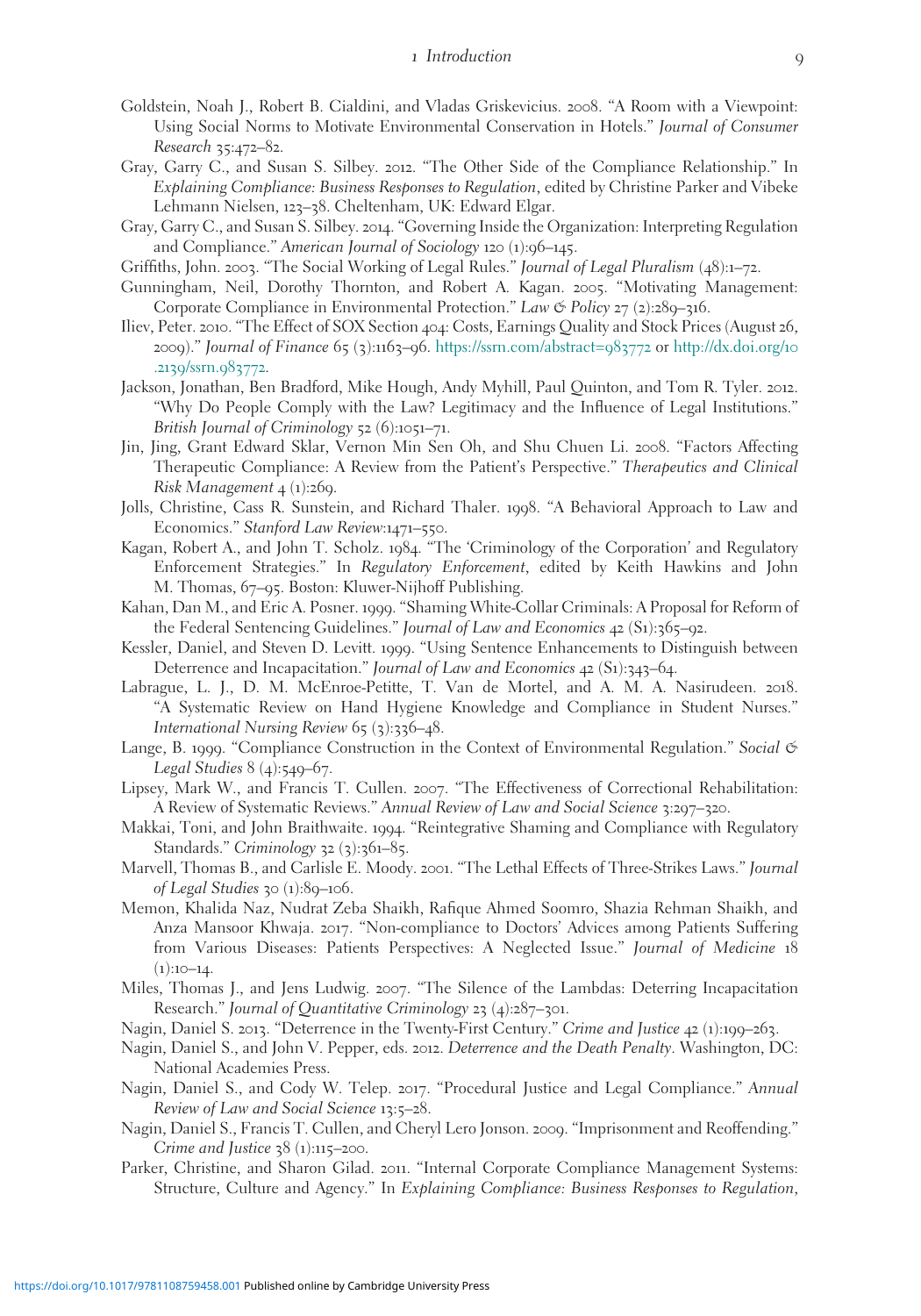Goldstein, Noah J., Robert B. Cialdini, and Vladas Griskevicius. 2008. "A Room with a Viewpoint: Using Social Norms to Motivate Environmental Conservation in Hotels." *Journal of Consumer Research* 35:472–82.

Gray, Garry C., and Susan S. Silbey. 2012. "The Other Side of the Compliance Relationship." In *Explaining Compliance: Business Responses to Regulation*, edited by Christine Parker and Vibeke Lehmann Nielsen, 123–38. Cheltenham, UK: Edward Elgar.

Gray, Garry C., and Susan S. Silbey. 2014. "Governing Inside the Organization: Interpreting Regulation and Compliance." *American Journal of Sociology* 120 (1):96–145.

Griffiths, John. 2003. "The Social Working of Legal Rules." *Journal of Legal Pluralism* (48):1–72.

Gunningham, Neil, Dorothy Thornton, and Robert A. Kagan. 2005. "Motivating Management: Corporate Compliance in Environmental Protection." *Law & Policy* 27 (2):289–316.

Iliev, Peter. 2010. "The Effect of SOX Section 404: Costs, Earnings Quality and Stock Prices (August 26, 2009)." *Journal of Finance* 65 (3):1163–96. https://ssrn.com/abstract=983772 or http://dx.doi.org/10.2139/ssrn.983772.

Jackson, Jonathan, Ben Bradford, Mike Hough, Andy Myhill, Paul Quinton, and Tom R. Tyler. 2012. "Why Do People Comply with the Law? Legitimacy and the Influence of Legal Institutions." *British Journal of Criminology* 52 (6):1051–71.

Jin, Jing, Grant Edward Sklar, Vernon Min Sen Oh, and Shu Chuen Li. 2008. "Factors Affecting Therapeutic Compliance: A Review from the Patient's Perspective." *Therapeutics and Clinical Risk Management* 4 (1):269.

Jolls, Christine, Cass R. Sunstein, and Richard Thaler. 1998. "A Behavioral Approach to Law and Economics." *Stanford Law Review*:1471–550.

Kagan, Robert A., and John T. Scholz. 1984. "The 'Criminology of the Corporation' and Regulatory Enforcement Strategies." In *Regulatory Enforcement*, edited by Keith Hawkins and John M. Thomas, 67–95. Boston: Kluwer-Nijhoff Publishing.

Kahan, Dan M., and Eric A. Posner. 1999. "Shaming White-Collar Criminals: A Proposal for Reform of the Federal Sentencing Guidelines." *Journal of Law and Economics* 42 (S1):365–92.

Kessler, Daniel, and Steven D. Levitt. 1999. "Using Sentence Enhancements to Distinguish between Deterrence and Incapacitation." *Journal of Law and Economics* 42 (S1):343–64.

Labrague, L. J., D. M. McEnroe-Petitte, T. Van de Mortel, and A. M. A. Nasirudeen. 2018. "A Systematic Review on Hand Hygiene Knowledge and Compliance in Student Nurses." *International Nursing Review* 65 (3):336–48.

Lange, B. 1999. "Compliance Construction in the Context of Environmental Regulation." *Social & Legal Studies* 8 (4):549–67.

Lipsey, Mark W., and Francis T. Cullen. 2007. "The Effectiveness of Correctional Rehabilitation: A Review of Systematic Reviews." *Annual Review of Law and Social Science* 3:297–320.

Makkai, Toni, and John Braithwaite. 1994. "Reintegrative Shaming and Compliance with Regulatory Standards." *Criminology* 32 (3):361–85.

Marvell, Thomas B., and Carlisle E. Moody. 2001. "The Lethal Effects of Three-Strikes Laws." *Journal of Legal Studies* 30 (1):89–106.

Memon, Khalida Naz, Nudrat Zeba Shaikh, Rafique Ahmed Soomro, Shazia Rehman Shaikh, and Anza Mansoor Khwaja. 2017. "Non-compliance to Doctors' Advices among Patients Suffering from Various Diseases: Patients Perspectives: A Neglected Issue." *Journal of Medicine* 18 (1):10–14.

Miles, Thomas J., and Jens Ludwig. 2007. "The Silence of the Lambdas: Deterring Incapacitation Research." *Journal of Quantitative Criminology* 23 (4):287–301.

Nagin, Daniel S. 2013. "Deterrence in the Twenty-First Century." *Crime and Justice* 42 (1):199–263.

Nagin, Daniel S., and John V. Pepper, eds. 2012. *Deterrence and the Death Penalty*. Washington, DC: National Academies Press.

Nagin, Daniel S., and Cody W. Telep. 2017. "Procedural Justice and Legal Compliance." *Annual Review of Law and Social Science* 13:5–28.

Nagin, Daniel S., Francis T. Cullen, and Cheryl Lero Jonson. 2009. "Imprisonment and Reoffending." *Crime and Justice* 38 (1):115–200.

Parker, Christine, and Sharon Gilad. 2011. "Internal Corporate Compliance Management Systems: Structure, Culture and Agency." In *Explaining Compliance: Business Responses to Regulation*,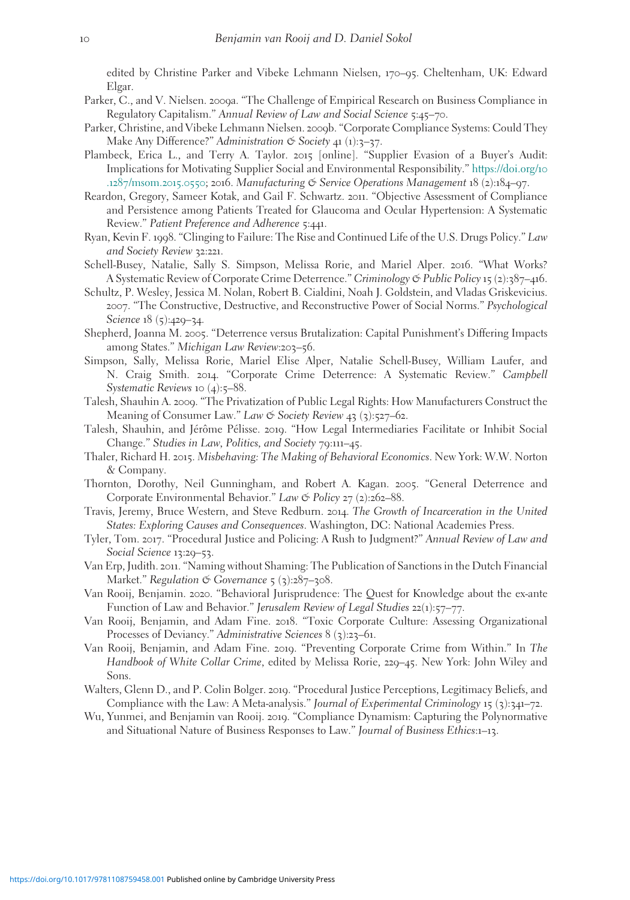edited by Christine Parker and Vibeke Lehmann Nielsen, 170–95. Cheltenham, UK: Edward Elgar.

Parker, C., and V. Nielsen. 2009a. "The Challenge of Empirical Research on Business Compliance in Regulatory Capitalism." *Annual Review of Law and Social Science* 5:45–70.

Parker, Christine, and Vibeke Lehmann Nielsen. 2009b. "Corporate Compliance Systems: Could They Make Any Difference?" *Administration & Society* 41 (1):3–37.

Plambeck, Erica L., and Terry A. Taylor. 2015 [online]. "Supplier Evasion of a Buyer's Audit: Implications for Motivating Supplier Social and Environmental Responsibility." https://doi.org/10.1287/msom.2015.0550; 2016. *Manufacturing & Service Operations Management* 18 (2):184–97.

Reardon, Gregory, Sameer Kotak, and Gail F. Schwartz. 2011. "Objective Assessment of Compliance and Persistence among Patients Treated for Glaucoma and Ocular Hypertension: A Systematic Review." *Patient Preference and Adherence* 5:441.

Ryan, Kevin F. 1998. "Clinging to Failure: The Rise and Continued Life of the U.S. Drugs Policy." *Law and Society Review* 32:221.

Schell-Busey, Natalie, Sally S. Simpson, Melissa Rorie, and Mariel Alper. 2016. "What Works? A Systematic Review of Corporate Crime Deterrence." *Criminology & Public Policy* 15 (2):387–416.

Schultz, P. Wesley, Jessica M. Nolan, Robert B. Cialdini, Noah J. Goldstein, and Vladas Griskevicius. 2007. "The Constructive, Destructive, and Reconstructive Power of Social Norms." *Psychological Science* 18 (5):429–34.

Shepherd, Joanna M. 2005. "Deterrence versus Brutalization: Capital Punishment's Differing Impacts among States." *Michigan Law Review*:203–56.

Simpson, Sally, Melissa Rorie, Mariel Elise Alper, Natalie Schell-Busey, William Laufer, and N. Craig Smith. 2014. "Corporate Crime Deterrence: A Systematic Review." *Campbell Systematic Reviews* 10 (4):5–88.

Talesh, Shauhin A. 2009. "The Privatization of Public Legal Rights: How Manufacturers Construct the Meaning of Consumer Law." *Law & Society Review* 43 (3):527–62.

Talesh, Shauhin, and Jérôme Pélisse. 2019. "How Legal Intermediaries Facilitate or Inhibit Social Change." *Studies in Law, Politics, and Society* 79:111–45.

Thaler, Richard H. 2015. *Misbehaving: The Making of Behavioral Economics*. New York: W.W. Norton & Company.

Thornton, Dorothy, Neil Gunningham, and Robert A. Kagan. 2005. "General Deterrence and Corporate Environmental Behavior." *Law & Policy* 27 (2):262–88.

Travis, Jeremy, Bruce Western, and Steve Redburn. 2014. *The Growth of Incarceration in the United States: Exploring Causes and Consequences*. Washington, DC: National Academies Press.

Tyler, Tom. 2017. "Procedural Justice and Policing: A Rush to Judgment?" *Annual Review of Law and Social Science* 13:29–53.

Van Erp, Judith. 2011. "Naming without Shaming: The Publication of Sanctions in the Dutch Financial Market." *Regulation & Governance* 5 (3):287–308.

Van Rooij, Benjamin. 2020. "Behavioral Jurisprudence: The Quest for Knowledge about the ex-ante Function of Law and Behavior." *Jerusalem Review of Legal Studies* 22(1):57–77.

Van Rooij, Benjamin, and Adam Fine. 2018. "Toxic Corporate Culture: Assessing Organizational Processes of Deviancy." *Administrative Sciences* 8 (3):23–61.

Van Rooij, Benjamin, and Adam Fine. 2019. "Preventing Corporate Crime from Within." In *The Handbook of White Collar Crime*, edited by Melissa Rorie, 229–45. New York: John Wiley and Sons.

Walters, Glenn D., and P. Colin Bolger. 2019. "Procedural Justice Perceptions, Legitimacy Beliefs, and Compliance with the Law: A Meta-analysis." *Journal of Experimental Criminology* 15 (3):341–72.

Wu, Yunmei, and Benjamin van Rooij. 2019. "Compliance Dynamism: Capturing the Polynormative and Situational Nature of Business Responses to Law." *Journal of Business Ethics*:1–13.